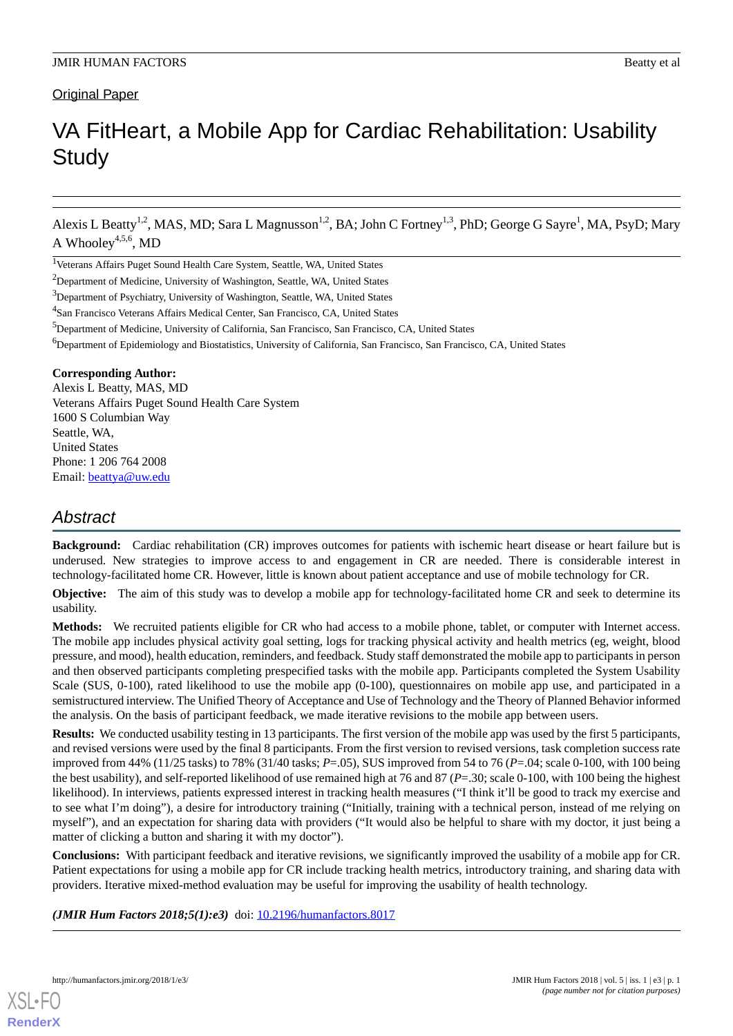Original Paper

# VA FitHeart, a Mobile App for Cardiac Rehabilitation: Usability Study

Alexis L Beatty[1,2], MAS, MD; Sara L Magnusson[1,2], BA; John C Fortney[1,3], PhD; George G Sayre[1], MA, PsyD; Mary A Whooley[4,5,6], MD

[1]Veterans Affairs Puget Sound Health Care System, Seattle, WA, United States

[2]Department of Medicine, University of Washington, Seattle, WA, United States

[3]Department of Psychiatry, University of Washington, Seattle, WA, United States

[4]San Francisco Veterans Affairs Medical Center, San Francisco, CA, United States

[5]Department of Medicine, University of California, San Francisco, San Francisco, CA, United States

[6]Department of Epidemiology and Biostatistics, University of California, San Francisco, San Francisco, CA, United States

**Corresponding Author:**
Alexis L Beatty, MAS, MD
Veterans Affairs Puget Sound Health Care System
1600 S Columbian Way
Seattle, WA,
United States
Phone: 1 206 764 2008
Email: beattya@uw.edu

## Abstract

**Background:** Cardiac rehabilitation (CR) improves outcomes for patients with ischemic heart disease or heart failure but is underused. New strategies to improve access to and engagement in CR are needed. There is considerable interest in technology-facilitated home CR. However, little is known about patient acceptance and use of mobile technology for CR.

**Objective:** The aim of this study was to develop a mobile app for technology-facilitated home CR and seek to determine its usability.

**Methods:** We recruited patients eligible for CR who had access to a mobile phone, tablet, or computer with Internet access. The mobile app includes physical activity goal setting, logs for tracking physical activity and health metrics (eg, weight, blood pressure, and mood), health education, reminders, and feedback. Study staff demonstrated the mobile app to participants in person and then observed participants completing prespecified tasks with the mobile app. Participants completed the System Usability Scale (SUS, 0-100), rated likelihood to use the mobile app (0-100), questionnaires on mobile app use, and participated in a semistructured interview. The Unified Theory of Acceptance and Use of Technology and the Theory of Planned Behavior informed the analysis. On the basis of participant feedback, we made iterative revisions to the mobile app between users.

**Results:** We conducted usability testing in 13 participants. The first version of the mobile app was used by the first 5 participants, and revised versions were used by the final 8 participants. From the first version to revised versions, task completion success rate improved from 44% (11/25 tasks) to 78% (31/40 tasks; *P*=.05), SUS improved from 54 to 76 (*P*=.04; scale 0-100, with 100 being the best usability), and self-reported likelihood of use remained high at 76 and 87 (*P*=.30; scale 0-100, with 100 being the highest likelihood). In interviews, patients expressed interest in tracking health measures ("I think it'll be good to track my exercise and to see what I'm doing"), a desire for introductory training ("Initially, training with a technical person, instead of me relying on myself"), and an expectation for sharing data with providers ("It would also be helpful to share with my doctor, it just being a matter of clicking a button and sharing it with my doctor").

**Conclusions:** With participant feedback and iterative revisions, we significantly improved the usability of a mobile app for CR. Patient expectations for using a mobile app for CR include tracking health metrics, introductory training, and sharing data with providers. Iterative mixed-method evaluation may be useful for improving the usability of health technology.

***(JMIR Hum Factors 2018;5(1):e3)*** doi: 10.2196/humanfactors.8017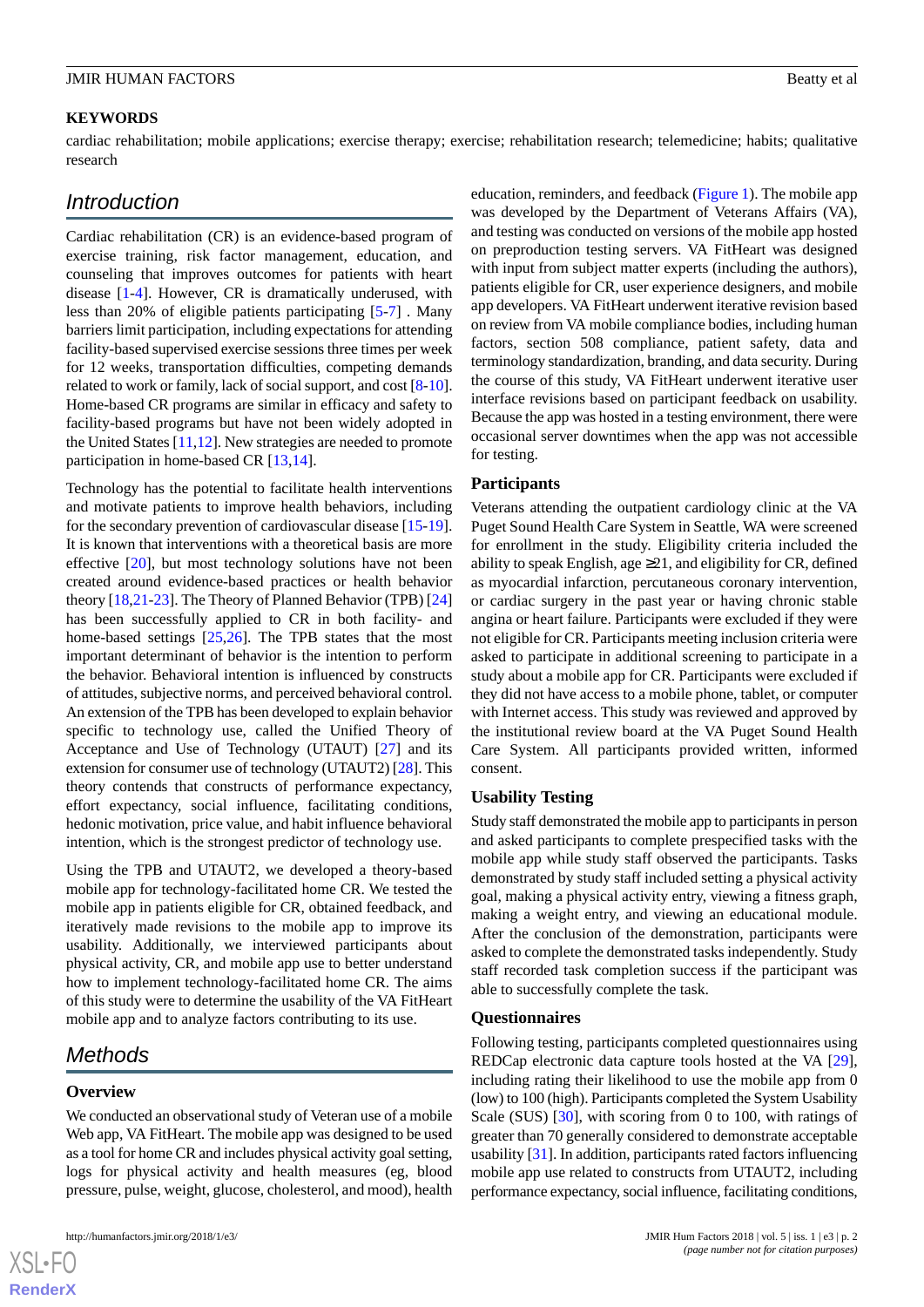**KEYWORDS**

cardiac rehabilitation; mobile applications; exercise therapy; exercise; rehabilitation research; telemedicine; habits; qualitative research

## Introduction

Cardiac rehabilitation (CR) is an evidence-based program of exercise training, risk factor management, education, and counseling that improves outcomes for patients with heart disease [1-4]. However, CR is dramatically underused, with less than 20% of eligible patients participating [5-7] . Many barriers limit participation, including expectations for attending facility-based supervised exercise sessions three times per week for 12 weeks, transportation difficulties, competing demands related to work or family, lack of social support, and cost [8-10]. Home-based CR programs are similar in efficacy and safety to facility-based programs but have not been widely adopted in the United States [11,12]. New strategies are needed to promote participation in home-based CR [13,14].

Technology has the potential to facilitate health interventions and motivate patients to improve health behaviors, including for the secondary prevention of cardiovascular disease [15-19]. It is known that interventions with a theoretical basis are more effective [20], but most technology solutions have not been created around evidence-based practices or health behavior theory [18,21-23]. The Theory of Planned Behavior (TPB) [24] has been successfully applied to CR in both facility- and home-based settings [25,26]. The TPB states that the most important determinant of behavior is the intention to perform the behavior. Behavioral intention is influenced by constructs of attitudes, subjective norms, and perceived behavioral control. An extension of the TPB has been developed to explain behavior specific to technology use, called the Unified Theory of Acceptance and Use of Technology (UTAUT) [27] and its extension for consumer use of technology (UTAUT2) [28]. This theory contends that constructs of performance expectancy, effort expectancy, social influence, facilitating conditions, hedonic motivation, price value, and habit influence behavioral intention, which is the strongest predictor of technology use.

Using the TPB and UTAUT2, we developed a theory-based mobile app for technology-facilitated home CR. We tested the mobile app in patients eligible for CR, obtained feedback, and iteratively made revisions to the mobile app to improve its usability. Additionally, we interviewed participants about physical activity, CR, and mobile app use to better understand how to implement technology-facilitated home CR. The aims of this study were to determine the usability of the VA FitHeart mobile app and to analyze factors contributing to its use.

## Methods

### Overview

We conducted an observational study of Veteran use of a mobile Web app, VA FitHeart. The mobile app was designed to be used as a tool for home CR and includes physical activity goal setting, logs for physical activity and health measures (eg, blood pressure, pulse, weight, glucose, cholesterol, and mood), health education, reminders, and feedback (Figure 1). The mobile app was developed by the Department of Veterans Affairs (VA), and testing was conducted on versions of the mobile app hosted on preproduction testing servers. VA FitHeart was designed with input from subject matter experts (including the authors), patients eligible for CR, user experience designers, and mobile app developers. VA FitHeart underwent iterative revision based on review from VA mobile compliance bodies, including human factors, section 508 compliance, patient safety, data and terminology standardization, branding, and data security. During the course of this study, VA FitHeart underwent iterative user interface revisions based on participant feedback on usability. Because the app was hosted in a testing environment, there were occasional server downtimes when the app was not accessible for testing.

### Participants

Veterans attending the outpatient cardiology clinic at the VA Puget Sound Health Care System in Seattle, WA were screened for enrollment in the study. Eligibility criteria included the ability to speak English, age ≥21, and eligibility for CR, defined as myocardial infarction, percutaneous coronary intervention, or cardiac surgery in the past year or having chronic stable angina or heart failure. Participants were excluded if they were not eligible for CR. Participants meeting inclusion criteria were asked to participate in additional screening to participate in a study about a mobile app for CR. Participants were excluded if they did not have access to a mobile phone, tablet, or computer with Internet access. This study was reviewed and approved by the institutional review board at the VA Puget Sound Health Care System. All participants provided written, informed consent.

### Usability Testing

Study staff demonstrated the mobile app to participants in person and asked participants to complete prespecified tasks with the mobile app while study staff observed the participants. Tasks demonstrated by study staff included setting a physical activity goal, making a physical activity entry, viewing a fitness graph, making a weight entry, and viewing an educational module. After the conclusion of the demonstration, participants were asked to complete the demonstrated tasks independently. Study staff recorded task completion success if the participant was able to successfully complete the task.

### Questionnaires

Following testing, participants completed questionnaires using REDCap electronic data capture tools hosted at the VA [29], including rating their likelihood to use the mobile app from 0 (low) to 100 (high). Participants completed the System Usability Scale (SUS) [30], with scoring from 0 to 100, with ratings of greater than 70 generally considered to demonstrate acceptable usability [31]. In addition, participants rated factors influencing mobile app use related to constructs from UTAUT2, including performance expectancy, social influence, facilitating conditions,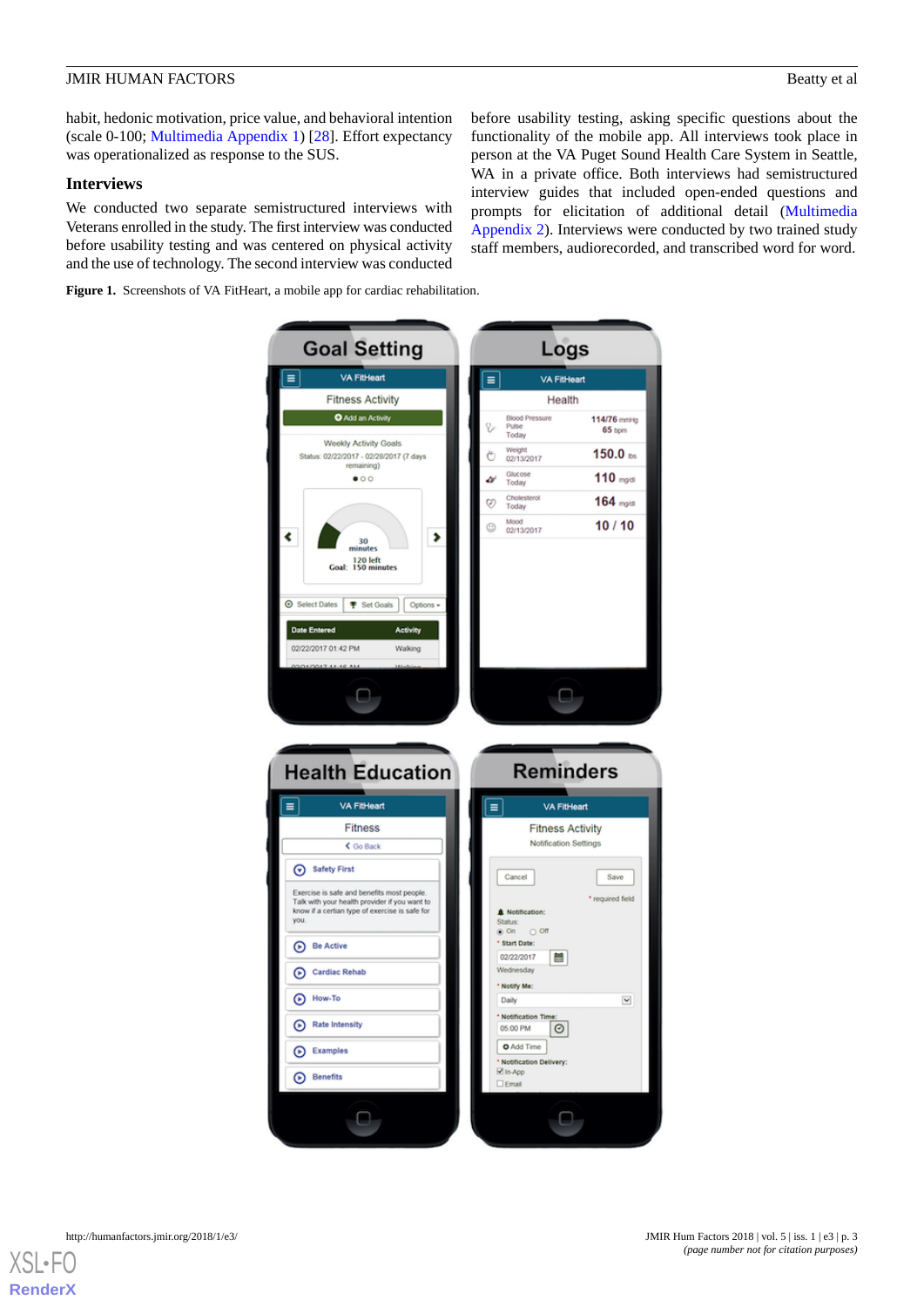habit, hedonic motivation, price value, and behavioral intention (scale 0-100; Multimedia Appendix 1) [28]. Effort expectancy was operationalized as response to the SUS.

## Interviews

We conducted two separate semistructured interviews with Veterans enrolled in the study. The first interview was conducted before usability testing and was centered on physical activity and the use of technology. The second interview was conducted before usability testing, asking specific questions about the functionality of the mobile app. All interviews took place in person at the VA Puget Sound Health Care System in Seattle, WA in a private office. Both interviews had semistructured interview guides that included open-ended questions and prompts for elicitation of additional detail (Multimedia Appendix 2). Interviews were conducted by two trained study staff members, audiorecorded, and transcribed word for word.

**Figure 1.** Screenshots of VA FitHeart, a mobile app for cardiac rehabilitation.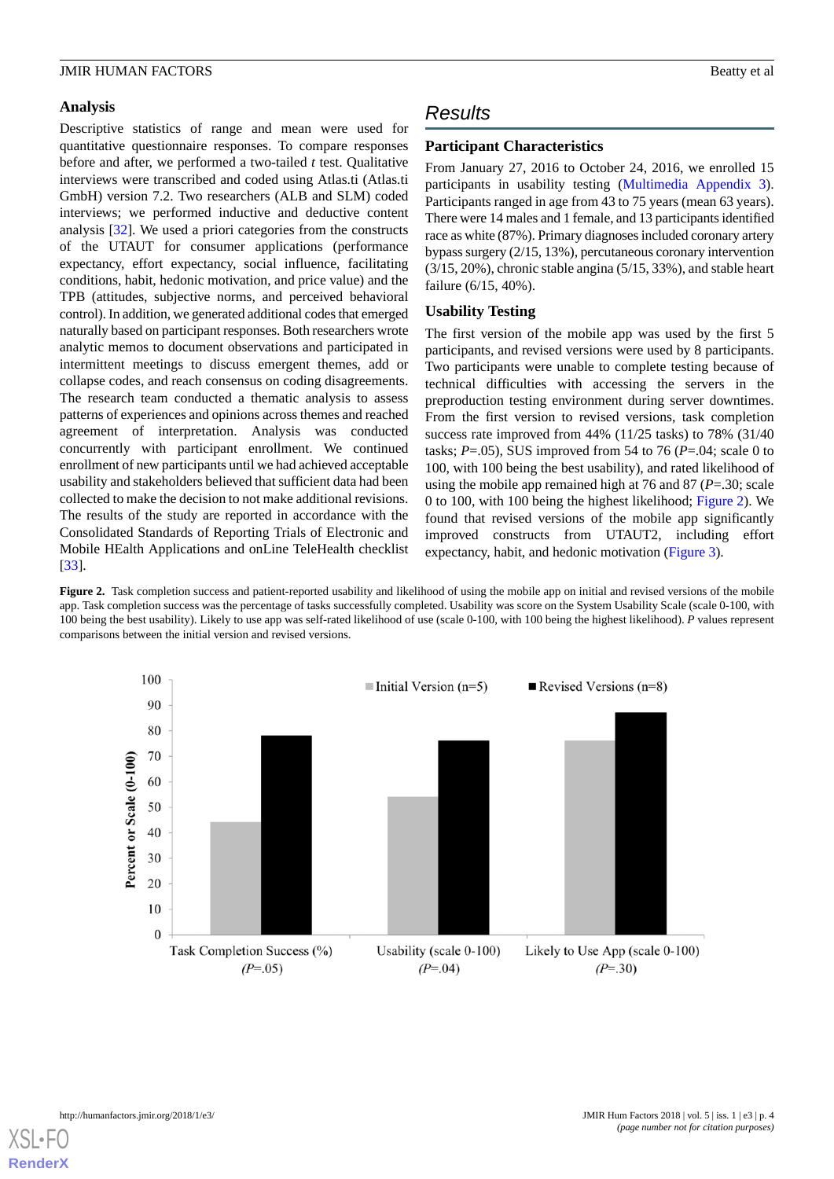### Analysis

Descriptive statistics of range and mean were used for quantitative questionnaire responses. To compare responses before and after, we performed a two-tailed *t* test. Qualitative interviews were transcribed and coded using Atlas.ti (Atlas.ti GmbH) version 7.2. Two researchers (ALB and SLM) coded interviews; we performed inductive and deductive content analysis [32]. We used a priori categories from the constructs of the UTAUT for consumer applications (performance expectancy, effort expectancy, social influence, facilitating conditions, habit, hedonic motivation, and price value) and the TPB (attitudes, subjective norms, and perceived behavioral control). In addition, we generated additional codes that emerged naturally based on participant responses. Both researchers wrote analytic memos to document observations and participated in intermittent meetings to discuss emergent themes, add or collapse codes, and reach consensus on coding disagreements. The research team conducted a thematic analysis to assess patterns of experiences and opinions across themes and reached agreement of interpretation. Analysis was conducted concurrently with participant enrollment. We continued enrollment of new participants until we had achieved acceptable usability and stakeholders believed that sufficient data had been collected to make the decision to not make additional revisions. The results of the study are reported in accordance with the Consolidated Standards of Reporting Trials of Electronic and Mobile HEalth Applications and onLine TeleHealth checklist [33].

## Results

### Participant Characteristics

From January 27, 2016 to October 24, 2016, we enrolled 15 participants in usability testing (Multimedia Appendix 3). Participants ranged in age from 43 to 75 years (mean 63 years). There were 14 males and 1 female, and 13 participants identified race as white (87%). Primary diagnoses included coronary artery bypass surgery (2/15, 13%), percutaneous coronary intervention (3/15, 20%), chronic stable angina (5/15, 33%), and stable heart failure (6/15, 40%).

### Usability Testing

The first version of the mobile app was used by the first 5 participants, and revised versions were used by 8 participants. Two participants were unable to complete testing because of technical difficulties with accessing the servers in the preproduction testing environment during server downtimes. From the first version to revised versions, task completion success rate improved from 44% (11/25 tasks) to 78% (31/40 tasks; *P*=.05), SUS improved from 54 to 76 (*P*=.04; scale 0 to 100, with 100 being the best usability), and rated likelihood of using the mobile app remained high at 76 and 87 (*P*=.30; scale 0 to 100, with 100 being the highest likelihood; Figure 2). We found that revised versions of the mobile app significantly improved constructs from UTAUT2, including effort expectancy, habit, and hedonic motivation (Figure 3).

**Figure 2.** Task completion success and patient-reported usability and likelihood of using the mobile app on initial and revised versions of the mobile app. Task completion success was the percentage of tasks successfully completed. Usability was score on the System Usability Scale (scale 0-100, with 100 being the best usability). Likely to use app was self-rated likelihood of use (scale 0-100, with 100 being the highest likelihood). *P* values represent comparisons between the initial version and revised versions.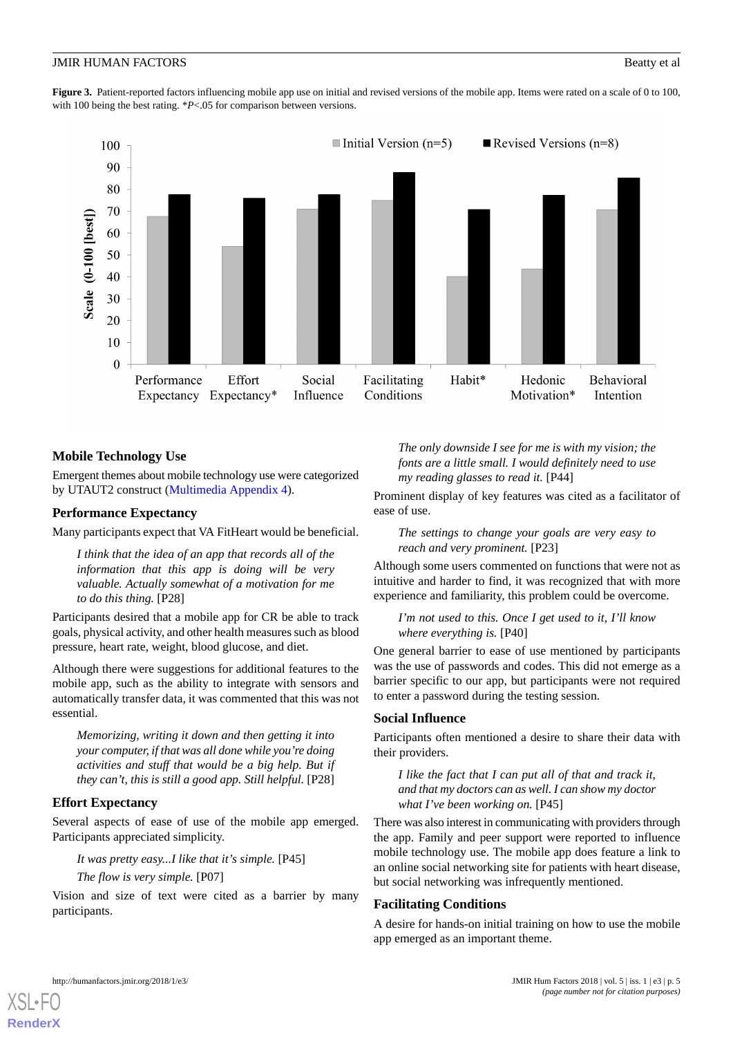**Figure 3.** Patient-reported factors influencing mobile app use on initial and revised versions of the mobile app. Items were rated on a scale of 0 to 100, with 100 being the best rating. \**P*<.05 for comparison between versions.

## Mobile Technology Use

Emergent themes about mobile technology use were categorized by UTAUT2 construct (Multimedia Appendix 4).

### Performance Expectancy

Many participants expect that VA FitHeart would be beneficial.

> *I think that the idea of an app that records all of the information that this app is doing will be very valuable. Actually somewhat of a motivation for me to do this thing.* [P28]

Participants desired that a mobile app for CR be able to track goals, physical activity, and other health measures such as blood pressure, heart rate, weight, blood glucose, and diet.

Although there were suggestions for additional features to the mobile app, such as the ability to integrate with sensors and automatically transfer data, it was commented that this was not essential.

> *Memorizing, writing it down and then getting it into your computer, if that was all done while you're doing activities and stuff that would be a big help. But if they can't, this is still a good app. Still helpful.* [P28]

### Effort Expectancy

Several aspects of ease of use of the mobile app emerged. Participants appreciated simplicity.

> *It was pretty easy...I like that it's simple.* [P45]

> *The flow is very simple.* [P07]

Vision and size of text were cited as a barrier by many participants.

> *The only downside I see for me is with my vision; the fonts are a little small. I would definitely need to use my reading glasses to read it.* [P44]

Prominent display of key features was cited as a facilitator of ease of use.

> *The settings to change your goals are very easy to reach and very prominent.* [P23]

Although some users commented on functions that were not as intuitive and harder to find, it was recognized that with more experience and familiarity, this problem could be overcome.

> *I'm not used to this. Once I get used to it, I'll know where everything is.* [P40]

One general barrier to ease of use mentioned by participants was the use of passwords and codes. This did not emerge as a barrier specific to our app, but participants were not required to enter a password during the testing session.

### Social Influence

Participants often mentioned a desire to share their data with their providers.

> *I like the fact that I can put all of that and track it, and that my doctors can as well. I can show my doctor what I've been working on.* [P45]

There was also interest in communicating with providers through the app. Family and peer support were reported to influence mobile technology use. The mobile app does feature a link to an online social networking site for patients with heart disease, but social networking was infrequently mentioned.

### Facilitating Conditions

A desire for hands-on initial training on how to use the mobile app emerged as an important theme.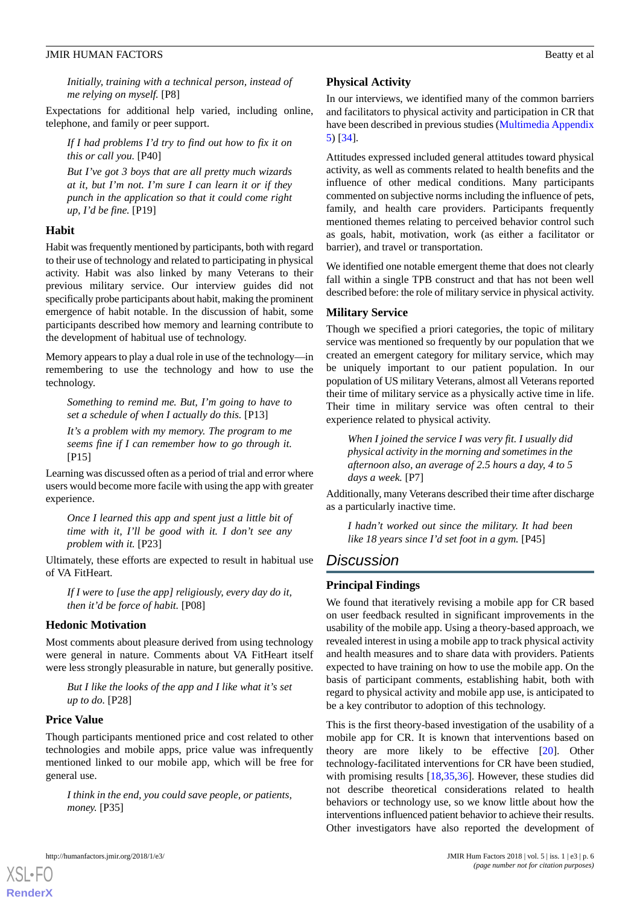*Initially, training with a technical person, instead of me relying on myself.* [P8]

Expectations for additional help varied, including online, telephone, and family or peer support.

> *If I had problems I'd try to find out how to fix it on this or call you.* [P40]

> *But I've got 3 boys that are all pretty much wizards at it, but I'm not. I'm sure I can learn it or if they punch in the application so that it could come right up, I'd be fine.* [P19]

### Habit

Habit was frequently mentioned by participants, both with regard to their use of technology and related to participating in physical activity. Habit was also linked by many Veterans to their previous military service. Our interview guides did not specifically probe participants about habit, making the prominent emergence of habit notable. In the discussion of habit, some participants described how memory and learning contribute to the development of habitual use of technology.

Memory appears to play a dual role in use of the technology—in remembering to use the technology and how to use the technology.

> *Something to remind me. But, I'm going to have to set a schedule of when I actually do this.* [P13]

> *It's a problem with my memory. The program to me seems fine if I can remember how to go through it.* [P15]

Learning was discussed often as a period of trial and error where users would become more facile with using the app with greater experience.

> *Once I learned this app and spent just a little bit of time with it, I'll be good with it. I don't see any problem with it.* [P23]

Ultimately, these efforts are expected to result in habitual use of VA FitHeart.

> *If I were to [use the app] religiously, every day do it, then it'd be force of habit.* [P08]

### Hedonic Motivation

Most comments about pleasure derived from using technology were general in nature. Comments about VA FitHeart itself were less strongly pleasurable in nature, but generally positive.

> *But I like the looks of the app and I like what it's set up to do.* [P28]

### Price Value

Though participants mentioned price and cost related to other technologies and mobile apps, price value was infrequently mentioned linked to our mobile app, which will be free for general use.

> *I think in the end, you could save people, or patients, money.* [P35]

### Physical Activity

In our interviews, we identified many of the common barriers and facilitators to physical activity and participation in CR that have been described in previous studies (Multimedia Appendix 5) [34].

Attitudes expressed included general attitudes toward physical activity, as well as comments related to health benefits and the influence of other medical conditions. Many participants commented on subjective norms including the influence of pets, family, and health care providers. Participants frequently mentioned themes relating to perceived behavior control such as goals, habit, motivation, work (as either a facilitator or barrier), and travel or transportation.

We identified one notable emergent theme that does not clearly fall within a single TPB construct and that has not been well described before: the role of military service in physical activity.

### Military Service

Though we specified a priori categories, the topic of military service was mentioned so frequently by our population that we created an emergent category for military service, which may be uniquely important to our patient population. In our population of US military Veterans, almost all Veterans reported their time of military service as a physically active time in life. Their time in military service was often central to their experience related to physical activity.

> *When I joined the service I was very fit. I usually did physical activity in the morning and sometimes in the afternoon also, an average of 2.5 hours a day, 4 to 5 days a week.* [P7]

Additionally, many Veterans described their time after discharge as a particularly inactive time.

> *I hadn't worked out since the military. It had been like 18 years since I'd set foot in a gym.* [P45]

## Discussion

### Principal Findings

We found that iteratively revising a mobile app for CR based on user feedback resulted in significant improvements in the usability of the mobile app. Using a theory-based approach, we revealed interest in using a mobile app to track physical activity and health measures and to share data with providers. Patients expected to have training on how to use the mobile app. On the basis of participant comments, establishing habit, both with regard to physical activity and mobile app use, is anticipated to be a key contributor to adoption of this technology.

This is the first theory-based investigation of the usability of a mobile app for CR. It is known that interventions based on theory are more likely to be effective [20]. Other technology-facilitated interventions for CR have been studied, with promising results [18,35,36]. However, these studies did not describe theoretical considerations related to health behaviors or technology use, so we know little about how the interventions influenced patient behavior to achieve their results. Other investigators have also reported the development of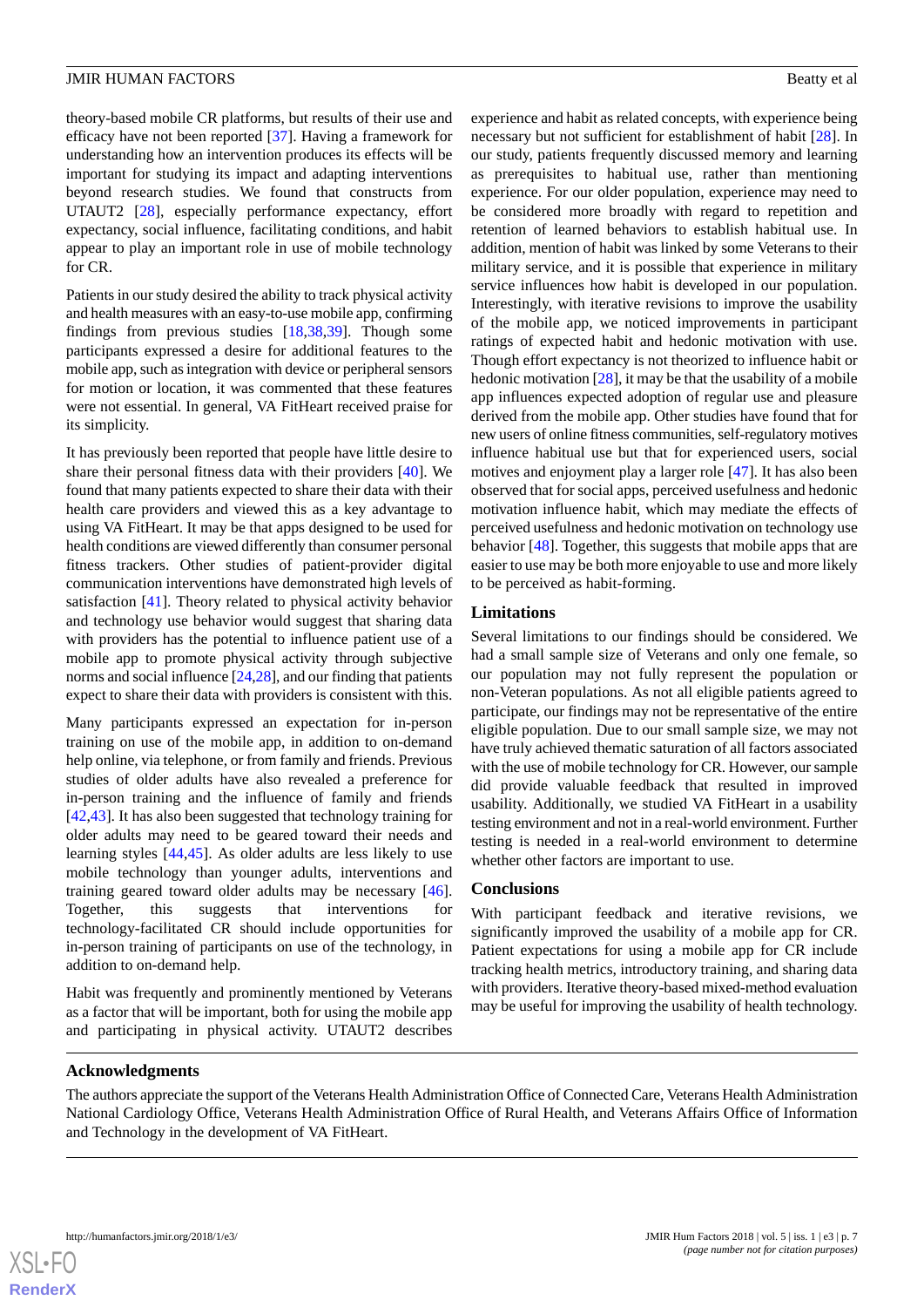theory-based mobile CR platforms, but results of their use and efficacy have not been reported [37]. Having a framework for understanding how an intervention produces its effects will be important for studying its impact and adapting interventions beyond research studies. We found that constructs from UTAUT2 [28], especially performance expectancy, effort expectancy, social influence, facilitating conditions, and habit appear to play an important role in use of mobile technology for CR.

Patients in our study desired the ability to track physical activity and health measures with an easy-to-use mobile app, confirming findings from previous studies [18,38,39]. Though some participants expressed a desire for additional features to the mobile app, such as integration with device or peripheral sensors for motion or location, it was commented that these features were not essential. In general, VA FitHeart received praise for its simplicity.

It has previously been reported that people have little desire to share their personal fitness data with their providers [40]. We found that many patients expected to share their data with their health care providers and viewed this as a key advantage to using VA FitHeart. It may be that apps designed to be used for health conditions are viewed differently than consumer personal fitness trackers. Other studies of patient-provider digital communication interventions have demonstrated high levels of satisfaction [41]. Theory related to physical activity behavior and technology use behavior would suggest that sharing data with providers has the potential to influence patient use of a mobile app to promote physical activity through subjective norms and social influence [24,28], and our finding that patients expect to share their data with providers is consistent with this.

Many participants expressed an expectation for in-person training on use of the mobile app, in addition to on-demand help online, via telephone, or from family and friends. Previous studies of older adults have also revealed a preference for in-person training and the influence of family and friends [42,43]. It has also been suggested that technology training for older adults may need to be geared toward their needs and learning styles [44,45]. As older adults are less likely to use mobile technology than younger adults, interventions and training geared toward older adults may be necessary [46]. Together, this suggests that interventions for technology-facilitated CR should include opportunities for in-person training of participants on use of the technology, in addition to on-demand help.

Habit was frequently and prominently mentioned by Veterans as a factor that will be important, both for using the mobile app and participating in physical activity. UTAUT2 describes experience and habit as related concepts, with experience being necessary but not sufficient for establishment of habit [28]. In our study, patients frequently discussed memory and learning as prerequisites to habitual use, rather than mentioning experience. For our older population, experience may need to be considered more broadly with regard to repetition and retention of learned behaviors to establish habitual use. In addition, mention of habit was linked by some Veterans to their military service, and it is possible that experience in military service influences how habit is developed in our population. Interestingly, with iterative revisions to improve the usability of the mobile app, we noticed improvements in participant ratings of expected habit and hedonic motivation with use. Though effort expectancy is not theorized to influence habit or hedonic motivation [28], it may be that the usability of a mobile app influences expected adoption of regular use and pleasure derived from the mobile app. Other studies have found that for new users of online fitness communities, self-regulatory motives influence habitual use but that for experienced users, social motives and enjoyment play a larger role [47]. It has also been observed that for social apps, perceived usefulness and hedonic motivation influence habit, which may mediate the effects of perceived usefulness and hedonic motivation on technology use behavior [48]. Together, this suggests that mobile apps that are easier to use may be both more enjoyable to use and more likely to be perceived as habit-forming.

## Limitations

Several limitations to our findings should be considered. We had a small sample size of Veterans and only one female, so our population may not fully represent the population or non-Veteran populations. As not all eligible patients agreed to participate, our findings may not be representative of the entire eligible population. Due to our small sample size, we may not have truly achieved thematic saturation of all factors associated with the use of mobile technology for CR. However, our sample did provide valuable feedback that resulted in improved usability. Additionally, we studied VA FitHeart in a usability testing environment and not in a real-world environment. Further testing is needed in a real-world environment to determine whether other factors are important to use.

## Conclusions

With participant feedback and iterative revisions, we significantly improved the usability of a mobile app for CR. Patient expectations for using a mobile app for CR include tracking health metrics, introductory training, and sharing data with providers. Iterative theory-based mixed-method evaluation may be useful for improving the usability of health technology.

## Acknowledgments

The authors appreciate the support of the Veterans Health Administration Office of Connected Care, Veterans Health Administration National Cardiology Office, Veterans Health Administration Office of Rural Health, and Veterans Affairs Office of Information and Technology in the development of VA FitHeart.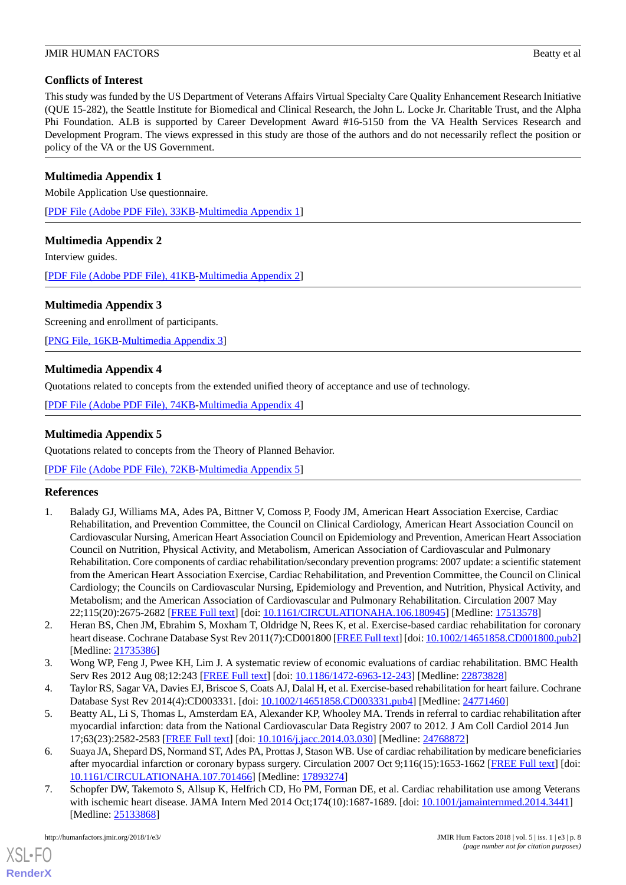## Conflicts of Interest

This study was funded by the US Department of Veterans Affairs Virtual Specialty Care Quality Enhancement Research Initiative (QUE 15-282), the Seattle Institute for Biomedical and Clinical Research, the John L. Locke Jr. Charitable Trust, and the Alpha Phi Foundation. ALB is supported by Career Development Award #16-5150 from the VA Health Services Research and Development Program. The views expressed in this study are those of the authors and do not necessarily reflect the position or policy of the VA or the US Government.

## Multimedia Appendix 1

Mobile Application Use questionnaire.

[PDF File (Adobe PDF File), 33KB-Multimedia Appendix 1]

## Multimedia Appendix 2

Interview guides.

[PDF File (Adobe PDF File), 41KB-Multimedia Appendix 2]

## Multimedia Appendix 3

Screening and enrollment of participants.

[PNG File, 16KB-Multimedia Appendix 3]

## Multimedia Appendix 4

Quotations related to concepts from the extended unified theory of acceptance and use of technology.

[PDF File (Adobe PDF File), 74KB-Multimedia Appendix 4]

## Multimedia Appendix 5

Quotations related to concepts from the Theory of Planned Behavior.

[PDF File (Adobe PDF File), 72KB-Multimedia Appendix 5]

## References

1. Balady GJ, Williams MA, Ades PA, Bittner V, Comoss P, Foody JM, American Heart Association Exercise, Cardiac Rehabilitation, and Prevention Committee, the Council on Clinical Cardiology, American Heart Association Council on Cardiovascular Nursing, American Heart Association Council on Epidemiology and Prevention, American Heart Association Council on Nutrition, Physical Activity, and Metabolism, American Association of Cardiovascular and Pulmonary Rehabilitation. Core components of cardiac rehabilitation/secondary prevention programs: 2007 update: a scientific statement from the American Heart Association Exercise, Cardiac Rehabilitation, and Prevention Committee, the Council on Clinical Cardiology; the Councils on Cardiovascular Nursing, Epidemiology and Prevention, and Nutrition, Physical Activity, and Metabolism; and the American Association of Cardiovascular and Pulmonary Rehabilitation. Circulation 2007 May 22;115(20):2675-2682 [FREE Full text] [doi: 10.1161/CIRCULATIONAHA.106.180945] [Medline: 17513578]
2. Heran BS, Chen JM, Ebrahim S, Moxham T, Oldridge N, Rees K, et al. Exercise-based cardiac rehabilitation for coronary heart disease. Cochrane Database Syst Rev 2011(7):CD001800 [FREE Full text] [doi: 10.1002/14651858.CD001800.pub2] [Medline: 21735386]
3. Wong WP, Feng J, Pwee KH, Lim J. A systematic review of economic evaluations of cardiac rehabilitation. BMC Health Serv Res 2012 Aug 08;12:243 [FREE Full text] [doi: 10.1186/1472-6963-12-243] [Medline: 22873828]
4. Taylor RS, Sagar VA, Davies EJ, Briscoe S, Coats AJ, Dalal H, et al. Exercise-based rehabilitation for heart failure. Cochrane Database Syst Rev 2014(4):CD003331. [doi: 10.1002/14651858.CD003331.pub4] [Medline: 24771460]
5. Beatty AL, Li S, Thomas L, Amsterdam EA, Alexander KP, Whooley MA. Trends in referral to cardiac rehabilitation after myocardial infarction: data from the National Cardiovascular Data Registry 2007 to 2012. J Am Coll Cardiol 2014 Jun 17;63(23):2582-2583 [FREE Full text] [doi: 10.1016/j.jacc.2014.03.030] [Medline: 24768872]
6. Suaya JA, Shepard DS, Normand ST, Ades PA, Prottas J, Stason WB. Use of cardiac rehabilitation by medicare beneficiaries after myocardial infarction or coronary bypass surgery. Circulation 2007 Oct 9;116(15):1653-1662 [FREE Full text] [doi: 10.1161/CIRCULATIONAHA.107.701466] [Medline: 17893274]
7. Schopfer DW, Takemoto S, Allsup K, Helfrich CD, Ho PM, Forman DE, et al. Cardiac rehabilitation use among Veterans with ischemic heart disease. JAMA Intern Med 2014 Oct;174(10):1687-1689. [doi: 10.1001/jamainternmed.2014.3441] [Medline: 25133868]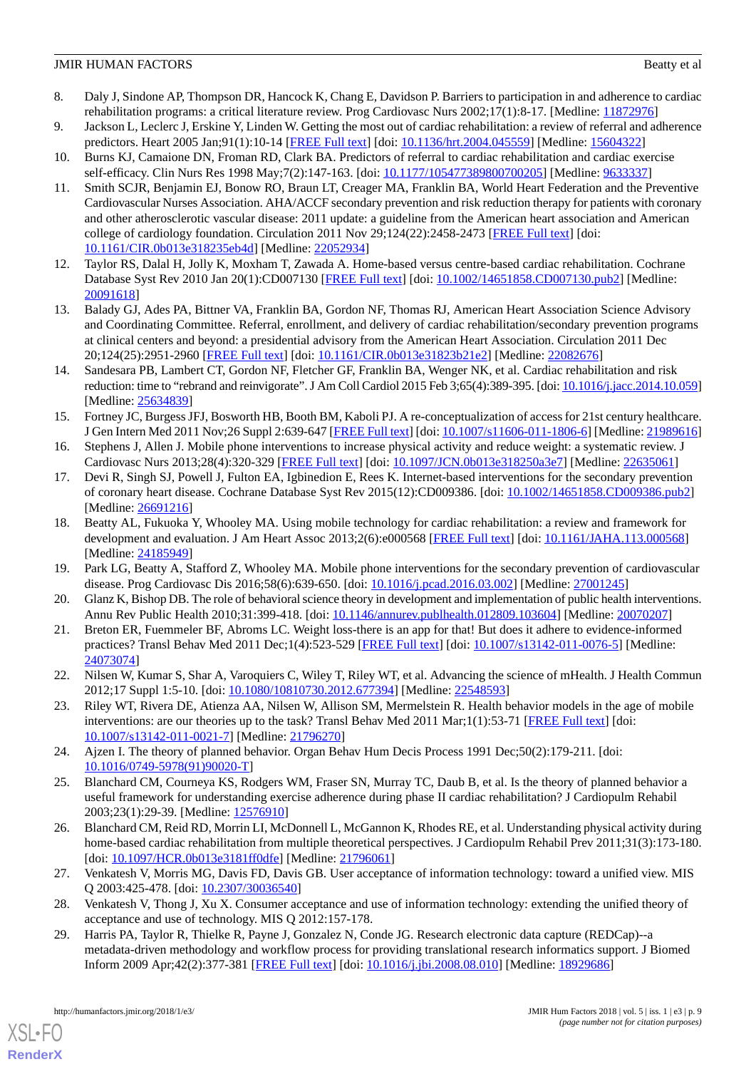8. Daly J, Sindone AP, Thompson DR, Hancock K, Chang E, Davidson P. Barriers to participation in and adherence to cardiac rehabilitation programs: a critical literature review. Prog Cardiovasc Nurs 2002;17(1):8-17. [Medline: 11872976]
9. Jackson L, Leclerc J, Erskine Y, Linden W. Getting the most out of cardiac rehabilitation: a review of referral and adherence predictors. Heart 2005 Jan;91(1):10-14 [FREE Full text] [doi: 10.1136/hrt.2004.045559] [Medline: 15604322]
10. Burns KJ, Camaione DN, Froman RD, Clark BA. Predictors of referral to cardiac rehabilitation and cardiac exercise self-efficacy. Clin Nurs Res 1998 May;7(2):147-163. [doi: 10.1177/105477389800700205] [Medline: 9633337]
11. Smith SCJR, Benjamin EJ, Bonow RO, Braun LT, Creager MA, Franklin BA, World Heart Federation and the Preventive Cardiovascular Nurses Association. AHA/ACCF secondary prevention and risk reduction therapy for patients with coronary and other atherosclerotic vascular disease: 2011 update: a guideline from the American heart association and American college of cardiology foundation. Circulation 2011 Nov 29;124(22):2458-2473 [FREE Full text] [doi: 10.1161/CIR.0b013e318235eb4d] [Medline: 22052934]
12. Taylor RS, Dalal H, Jolly K, Moxham T, Zawada A. Home-based versus centre-based cardiac rehabilitation. Cochrane Database Syst Rev 2010 Jan 20(1):CD007130 [FREE Full text] [doi: 10.1002/14651858.CD007130.pub2] [Medline: 20091618]
13. Balady GJ, Ades PA, Bittner VA, Franklin BA, Gordon NF, Thomas RJ, American Heart Association Science Advisory and Coordinating Committee. Referral, enrollment, and delivery of cardiac rehabilitation/secondary prevention programs at clinical centers and beyond: a presidential advisory from the American Heart Association. Circulation 2011 Dec 20;124(25):2951-2960 [FREE Full text] [doi: 10.1161/CIR.0b013e31823b21e2] [Medline: 22082676]
14. Sandesara PB, Lambert CT, Gordon NF, Fletcher GF, Franklin BA, Wenger NK, et al. Cardiac rehabilitation and risk reduction: time to "rebrand and reinvigorate". J Am Coll Cardiol 2015 Feb 3;65(4):389-395. [doi: 10.1016/j.jacc.2014.10.059] [Medline: 25634839]
15. Fortney JC, Burgess JFJ, Bosworth HB, Booth BM, Kaboli PJ. A re-conceptualization of access for 21st century healthcare. J Gen Intern Med 2011 Nov;26 Suppl 2:639-647 [FREE Full text] [doi: 10.1007/s11606-011-1806-6] [Medline: 21989616]
16. Stephens J, Allen J. Mobile phone interventions to increase physical activity and reduce weight: a systematic review. J Cardiovasc Nurs 2013;28(4):320-329 [FREE Full text] [doi: 10.1097/JCN.0b013e318250a3e7] [Medline: 22635061]
17. Devi R, Singh SJ, Powell J, Fulton EA, Igbinedion E, Rees K. Internet-based interventions for the secondary prevention of coronary heart disease. Cochrane Database Syst Rev 2015(12):CD009386. [doi: 10.1002/14651858.CD009386.pub2] [Medline: 26691216]
18. Beatty AL, Fukuoka Y, Whooley MA. Using mobile technology for cardiac rehabilitation: a review and framework for development and evaluation. J Am Heart Assoc 2013;2(6):e000568 [FREE Full text] [doi: 10.1161/JAHA.113.000568] [Medline: 24185949]
19. Park LG, Beatty A, Stafford Z, Whooley MA. Mobile phone interventions for the secondary prevention of cardiovascular disease. Prog Cardiovasc Dis 2016;58(6):639-650. [doi: 10.1016/j.pcad.2016.03.002] [Medline: 27001245]
20. Glanz K, Bishop DB. The role of behavioral science theory in development and implementation of public health interventions. Annu Rev Public Health 2010;31:399-418. [doi: 10.1146/annurev.publhealth.012809.103604] [Medline: 20070207]
21. Breton ER, Fuemmeler BF, Abroms LC. Weight loss-there is an app for that! But does it adhere to evidence-informed practices? Transl Behav Med 2011 Dec;1(4):523-529 [FREE Full text] [doi: 10.1007/s13142-011-0076-5] [Medline: 24073074]
22. Nilsen W, Kumar S, Shar A, Varoquiers C, Wiley T, Riley WT, et al. Advancing the science of mHealth. J Health Commun 2012;17 Suppl 1:5-10. [doi: 10.1080/10810730.2012.677394] [Medline: 22548593]
23. Riley WT, Rivera DE, Atienza AA, Nilsen W, Allison SM, Mermelstein R. Health behavior models in the age of mobile interventions: are our theories up to the task? Transl Behav Med 2011 Mar;1(1):53-71 [FREE Full text] [doi: 10.1007/s13142-011-0021-7] [Medline: 21796270]
24. Ajzen I. The theory of planned behavior. Organ Behav Hum Decis Process 1991 Dec;50(2):179-211. [doi: 10.1016/0749-5978(91)90020-T]
25. Blanchard CM, Courneya KS, Rodgers WM, Fraser SN, Murray TC, Daub B, et al. Is the theory of planned behavior a useful framework for understanding exercise adherence during phase II cardiac rehabilitation? J Cardiopulm Rehabil 2003;23(1):29-39. [Medline: 12576910]
26. Blanchard CM, Reid RD, Morrin LI, McDonnell L, McGannon K, Rhodes RE, et al. Understanding physical activity during home-based cardiac rehabilitation from multiple theoretical perspectives. J Cardiopulm Rehabil Prev 2011;31(3):173-180. [doi: 10.1097/HCR.0b013e3181ff0dfe] [Medline: 21796061]
27. Venkatesh V, Morris MG, Davis FD, Davis GB. User acceptance of information technology: toward a unified view. MIS Q 2003:425-478. [doi: 10.2307/30036540]
28. Venkatesh V, Thong J, Xu X. Consumer acceptance and use of information technology: extending the unified theory of acceptance and use of technology. MIS Q 2012:157-178.
29. Harris PA, Taylor R, Thielke R, Payne J, Gonzalez N, Conde JG. Research electronic data capture (REDCap)--a metadata-driven methodology and workflow process for providing translational research informatics support. J Biomed Inform 2009 Apr;42(2):377-381 [FREE Full text] [doi: 10.1016/j.jbi.2008.08.010] [Medline: 18929686]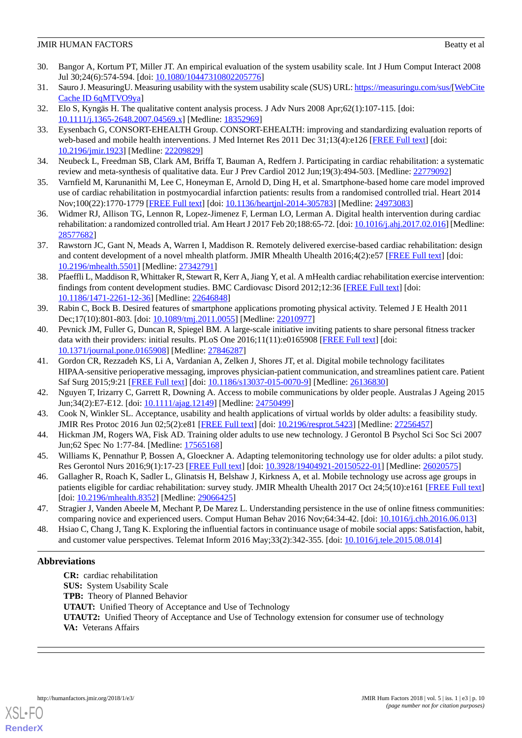30. Bangor A, Kortum PT, Miller JT. An empirical evaluation of the system usability scale. Int J Hum Comput Interact 2008 Jul 30;24(6):574-594. [doi: 10.1080/10447310802205776]
31. Sauro J. MeasuringU. Measuring usability with the system usability scale (SUS) URL: https://measuringu.com/sus/[WebCite Cache ID 6qMTVO9ya]
32. Elo S, Kyngäs H. The qualitative content analysis process. J Adv Nurs 2008 Apr;62(1):107-115. [doi: 10.1111/j.1365-2648.2007.04569.x] [Medline: 18352969]
33. Eysenbach G, CONSORT-EHEALTH Group. CONSORT-EHEALTH: improving and standardizing evaluation reports of web-based and mobile health interventions. J Med Internet Res 2011 Dec 31;13(4):e126 [FREE Full text] [doi: 10.2196/jmir.1923] [Medline: 22209829]
34. Neubeck L, Freedman SB, Clark AM, Briffa T, Bauman A, Redfern J. Participating in cardiac rehabilitation: a systematic review and meta-synthesis of qualitative data. Eur J Prev Cardiol 2012 Jun;19(3):494-503. [Medline: 22779092]
35. Varnfield M, Karunanithi M, Lee C, Honeyman E, Arnold D, Ding H, et al. Smartphone-based home care model improved use of cardiac rehabilitation in postmyocardial infarction patients: results from a randomised controlled trial. Heart 2014 Nov;100(22):1770-1779 [FREE Full text] [doi: 10.1136/heartjnl-2014-305783] [Medline: 24973083]
36. Widmer RJ, Allison TG, Lennon R, Lopez-Jimenez F, Lerman LO, Lerman A. Digital health intervention during cardiac rehabilitation: a randomized controlled trial. Am Heart J 2017 Feb 20;188:65-72. [doi: 10.1016/j.ahj.2017.02.016] [Medline: 28577682]
37. Rawstorn JC, Gant N, Meads A, Warren I, Maddison R. Remotely delivered exercise-based cardiac rehabilitation: design and content development of a novel mhealth platform. JMIR Mhealth Uhealth 2016;4(2):e57 [FREE Full text] [doi: 10.2196/mhealth.5501] [Medline: 27342791]
38. Pfaeffli L, Maddison R, Whittaker R, Stewart R, Kerr A, Jiang Y, et al. A mHealth cardiac rehabilitation exercise intervention: findings from content development studies. BMC Cardiovasc Disord 2012;12:36 [FREE Full text] [doi: 10.1186/1471-2261-12-36] [Medline: 22646848]
39. Rabin C, Bock B. Desired features of smartphone applications promoting physical activity. Telemed J E Health 2011 Dec;17(10):801-803. [doi: 10.1089/tmj.2011.0055] [Medline: 22010977]
40. Pevnick JM, Fuller G, Duncan R, Spiegel BM. A large-scale initiative inviting patients to share personal fitness tracker data with their providers: initial results. PLoS One 2016;11(11):e0165908 [FREE Full text] [doi: 10.1371/journal.pone.0165908] [Medline: 27846287]
41. Gordon CR, Rezzadeh KS, Li A, Vardanian A, Zelken J, Shores JT, et al. Digital mobile technology facilitates HIPAA-sensitive perioperative messaging, improves physician-patient communication, and streamlines patient care. Patient Saf Surg 2015;9:21 [FREE Full text] [doi: 10.1186/s13037-015-0070-9] [Medline: 26136830]
42. Nguyen T, Irizarry C, Garrett R, Downing A. Access to mobile communications by older people. Australas J Ageing 2015 Jun;34(2):E7-E12. [doi: 10.1111/ajag.12149] [Medline: 24750499]
43. Cook N, Winkler SL. Acceptance, usability and health applications of virtual worlds by older adults: a feasibility study. JMIR Res Protoc 2016 Jun 02;5(2):e81 [FREE Full text] [doi: 10.2196/resprot.5423] [Medline: 27256457]
44. Hickman JM, Rogers WA, Fisk AD. Training older adults to use new technology. J Gerontol B Psychol Sci Soc Sci 2007 Jun;62 Spec No 1:77-84. [Medline: 17565168]
45. Williams K, Pennathur P, Bossen A, Gloeckner A. Adapting telemonitoring technology use for older adults: a pilot study. Res Gerontol Nurs 2016;9(1):17-23 [FREE Full text] [doi: 10.3928/19404921-20150522-01] [Medline: 26020575]
46. Gallagher R, Roach K, Sadler L, Glinatsis H, Belshaw J, Kirkness A, et al. Mobile technology use across age groups in patients eligible for cardiac rehabilitation: survey study. JMIR Mhealth Uhealth 2017 Oct 24;5(10):e161 [FREE Full text] [doi: 10.2196/mhealth.8352] [Medline: 29066425]
47. Stragier J, Vanden Abeele M, Mechant P, De Marez L. Understanding persistence in the use of online fitness communities: comparing novice and experienced users. Comput Human Behav 2016 Nov;64:34-42. [doi: 10.1016/j.chb.2016.06.013]
48. Hsiao C, Chang J, Tang K. Exploring the influential factors in continuance usage of mobile social apps: Satisfaction, habit, and customer value perspectives. Telemat Inform 2016 May;33(2):342-355. [doi: 10.1016/j.tele.2015.08.014]

## Abbreviations

**CR:** cardiac rehabilitation
**SUS:** System Usability Scale
**TPB:** Theory of Planned Behavior
**UTAUT:** Unified Theory of Acceptance and Use of Technology
**UTAUT2:** Unified Theory of Acceptance and Use of Technology extension for consumer use of technology
**VA:** Veterans Affairs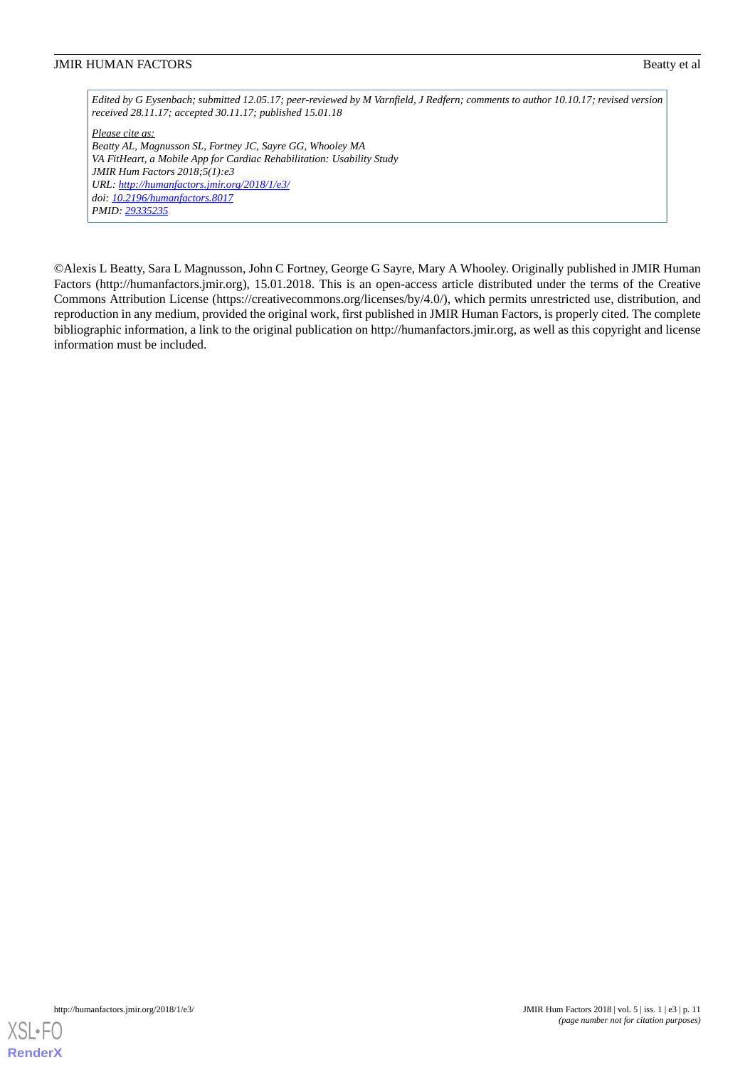*Edited by G Eysenbach; submitted 12.05.17; peer-reviewed by M Varnfield, J Redfern; comments to author 10.10.17; revised version received 28.11.17; accepted 30.11.17; published 15.01.18*

*Please cite as:*
*Beatty AL, Magnusson SL, Fortney JC, Sayre GG, Whooley MA*
*VA FitHeart, a Mobile App for Cardiac Rehabilitation: Usability Study*
*JMIR Hum Factors 2018;5(1):e3*
*URL: http://humanfactors.jmir.org/2018/1/e3/*
*doi: 10.2196/humanfactors.8017*
*PMID: 29335235*

©Alexis L Beatty, Sara L Magnusson, John C Fortney, George G Sayre, Mary A Whooley. Originally published in JMIR Human Factors (http://humanfactors.jmir.org), 15.01.2018. This is an open-access article distributed under the terms of the Creative Commons Attribution License (https://creativecommons.org/licenses/by/4.0/), which permits unrestricted use, distribution, and reproduction in any medium, provided the original work, first published in JMIR Human Factors, is properly cited. The complete bibliographic information, a link to the original publication on http://humanfactors.jmir.org, as well as this copyright and license information must be included.